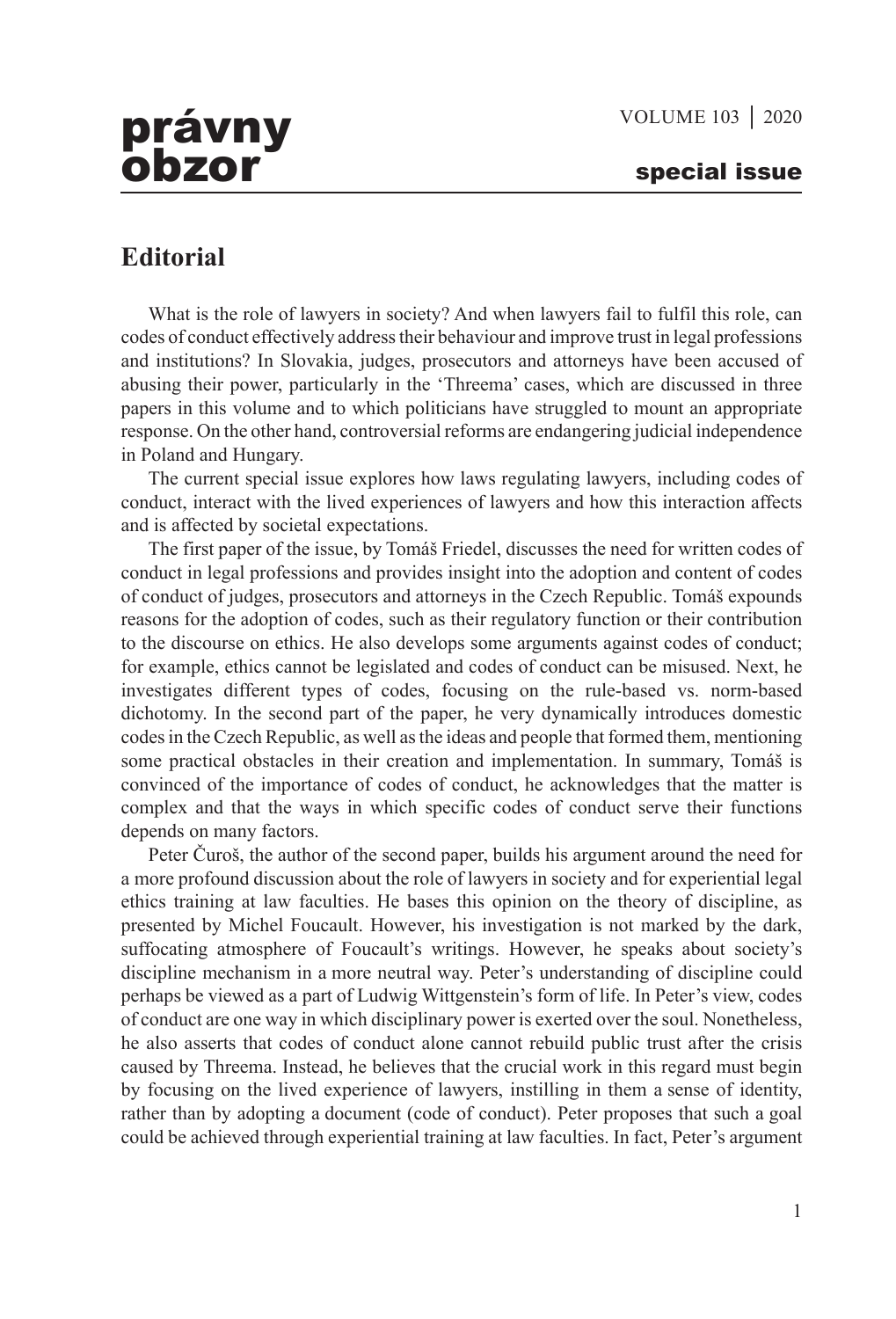## Editorial

What is the role of lawyers in society? And when lawyers fail to fulfil this role, can codes of conduct effectively address their behaviour and improve trust in legal professions and institutions? In Slovakia, judges, prosecutors and attorneys have been accused of abusing their power, particularly in the 'Threema' cases, which are discussed in three papers in this volume and to which politicians have struggled to mount an appropriate response. On the other hand, controversial reforms are endangering judicial independence in Poland and Hungary.

The current special issue explores how laws regulating lawyers, including codes of conduct, interact with the lived experiences of lawyers and how this interaction affects and is affected by societal expectations.

The first paper of the issue, by Tomáš Friedel, discusses the need for written codes of conduct in legal professions and provides insight into the adoption and content of codes of conduct of judges, prosecutors and attorneys in the Czech Republic. Tomáš expounds reasons for the adoption of codes, such as their regulatory function or their contribution to the discourse on ethics. He also develops some arguments against codes of conduct; for example, ethics cannot be legislated and codes of conduct can be misused. Next, he investigates different types of codes, focusing on the rule-based vs. norm-based dichotomy. In the second part of the paper, he very dynamically introduces domestic codes in the Czech Republic, as well as the ideas and people that formed them, mentioning some practical obstacles in their creation and implementation. In summary, Tomáš is convinced of the importance of codes of conduct, he acknowledges that the matter is complex and that the ways in which specific codes of conduct serve their functions depends on many factors.

Peter Čuroš, the author of the second paper, builds his argument around the need for a more profound discussion about the role of lawyers in society and for experiential legal ethics training at law faculties. He bases this opinion on the theory of discipline, as presented by Michel Foucault. However, his investigation is not marked by the dark, suffocating atmosphere of Foucault's writings. However, he speaks about society's discipline mechanism in a more neutral way. Peter's understanding of discipline could perhaps be viewed as a part of Ludwig Wittgenstein's form of life. In Peter's view, codes of conduct are one way in which disciplinary power is exerted over the soul. Nonetheless, he also asserts that codes of conduct alone cannot rebuild public trust after the crisis caused by Threema. Instead, he believes that the crucial work in this regard must begin by focusing on the lived experience of lawyers, instilling in them a sense of identity, rather than by adopting a document (code of conduct). Peter proposes that such a goal could be achieved through experiential training at law faculties. In fact, Peter's argument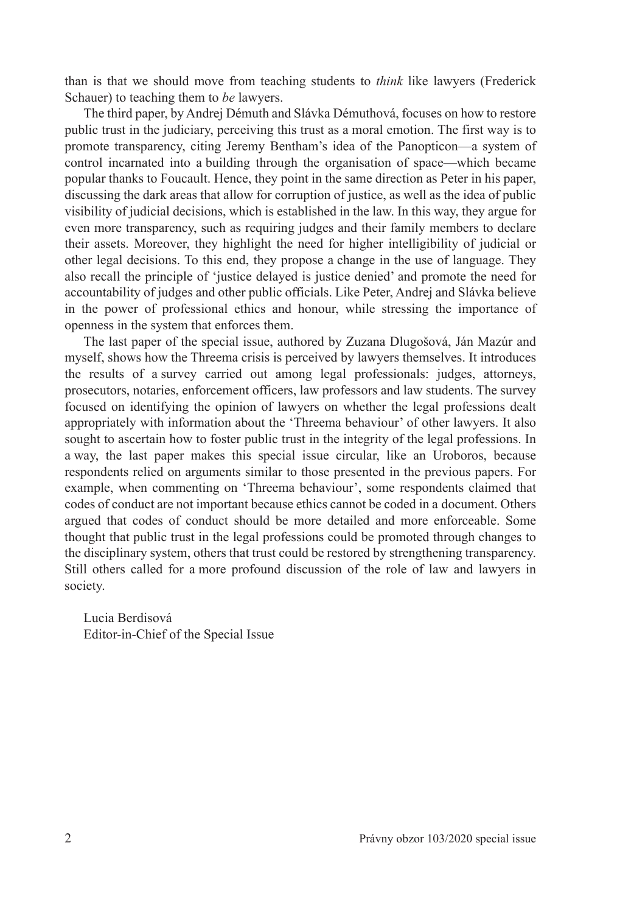than is that we should move from teaching students to *think* like lawyers (Frederick Schauer) to teaching them to *be* lawyers.

The third paper, by Andrej Démuth and Slávka Démuthová, focuses on how to restore public trust in the judiciary, perceiving this trust as a moral emotion. The first way is to promote transparency, citing Jeremy Bentham's idea of the Panopticon—a system of control incarnated into a building through the organisation of space—which became popular thanks to Foucault. Hence, they point in the same direction as Peter in his paper, discussing the dark areas that allow for corruption of justice, as well as the idea of public visibility of judicial decisions, which is established in the law. In this way, they argue for even more transparency, such as requiring judges and their family members to declare their assets. Moreover, they highlight the need for higher intelligibility of judicial or other legal decisions. To this end, they propose a change in the use of language. They also recall the principle of 'justice delayed is justice denied' and promote the need for accountability of judges and other public officials. Like Peter, Andrej and Slávka believe in the power of professional ethics and honour, while stressing the importance of openness in the system that enforces them.

The last paper of the special issue, authored by Zuzana Dlugošová, Ján Mazúr and myself, shows how the Threema crisis is perceived by lawyers themselves. It introduces the results of a survey carried out among legal professionals: judges, attorneys, prosecutors, notaries, enforcement officers, law professors and law students. The survey focused on identifying the opinion of lawyers on whether the legal professions dealt appropriately with information about the 'Threema behaviour' of other lawyers. It also sought to ascertain how to foster public trust in the integrity of the legal professions. In a way, the last paper makes this special issue circular, like an Uroboros, because respondents relied on arguments similar to those presented in the previous papers. For example, when commenting on 'Threema behaviour', some respondents claimed that codes of conduct are not important because ethics cannot be coded in a document. Others argued that codes of conduct should be more detailed and more enforceable. Some thought that public trust in the legal professions could be promoted through changes to the disciplinary system, others that trust could be restored by strengthening transparency. Still others called for a more profound discussion of the role of law and lawyers in society.

Lucia Berdisová
Editor-in-Chief of the Special Issue